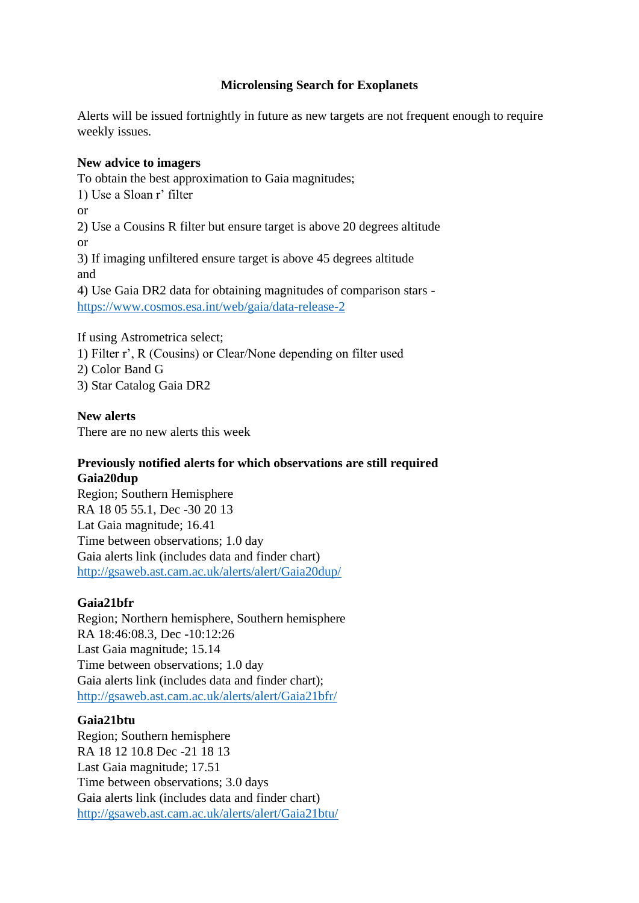# Microlensing Search for Exoplanets

Alerts will be issued fortnightly in future as new targets are not frequent enough to require weekly issues.

**New advice to imagers**

To obtain the best approximation to Gaia magnitudes;

1) Use a Sloan r' filter

or

2) Use a Cousins R filter but ensure target is above 20 degrees altitude

or

3) If imaging unfiltered ensure target is above 45 degrees altitude

and

4) Use Gaia DR2 data for obtaining magnitudes of comparison stars - https://www.cosmos.esa.int/web/gaia/data-release-2

If using Astrometrica select;

1) Filter r', R (Cousins) or Clear/None depending on filter used
2) Color Band G
3) Star Catalog Gaia DR2

**New alerts**

There are no new alerts this week

**Previously notified alerts for which observations are still required**

**Gaia20dup**

Region; Southern Hemisphere
RA 18 05 55.1, Dec -30 20 13
Lat Gaia magnitude; 16.41
Time between observations; 1.0 day
Gaia alerts link (includes data and finder chart)
http://gsaweb.ast.cam.ac.uk/alerts/alert/Gaia20dup/

**Gaia21bfr**

Region; Northern hemisphere, Southern hemisphere
RA 18:46:08.3, Dec -10:12:26
Last Gaia magnitude; 15.14
Time between observations; 1.0 day
Gaia alerts link (includes data and finder chart);
http://gsaweb.ast.cam.ac.uk/alerts/alert/Gaia21bfr/

**Gaia21btu**

Region; Southern hemisphere
RA 18 12 10.8 Dec -21 18 13
Last Gaia magnitude; 17.51
Time between observations; 3.0 days
Gaia alerts link (includes data and finder chart)
http://gsaweb.ast.cam.ac.uk/alerts/alert/Gaia21btu/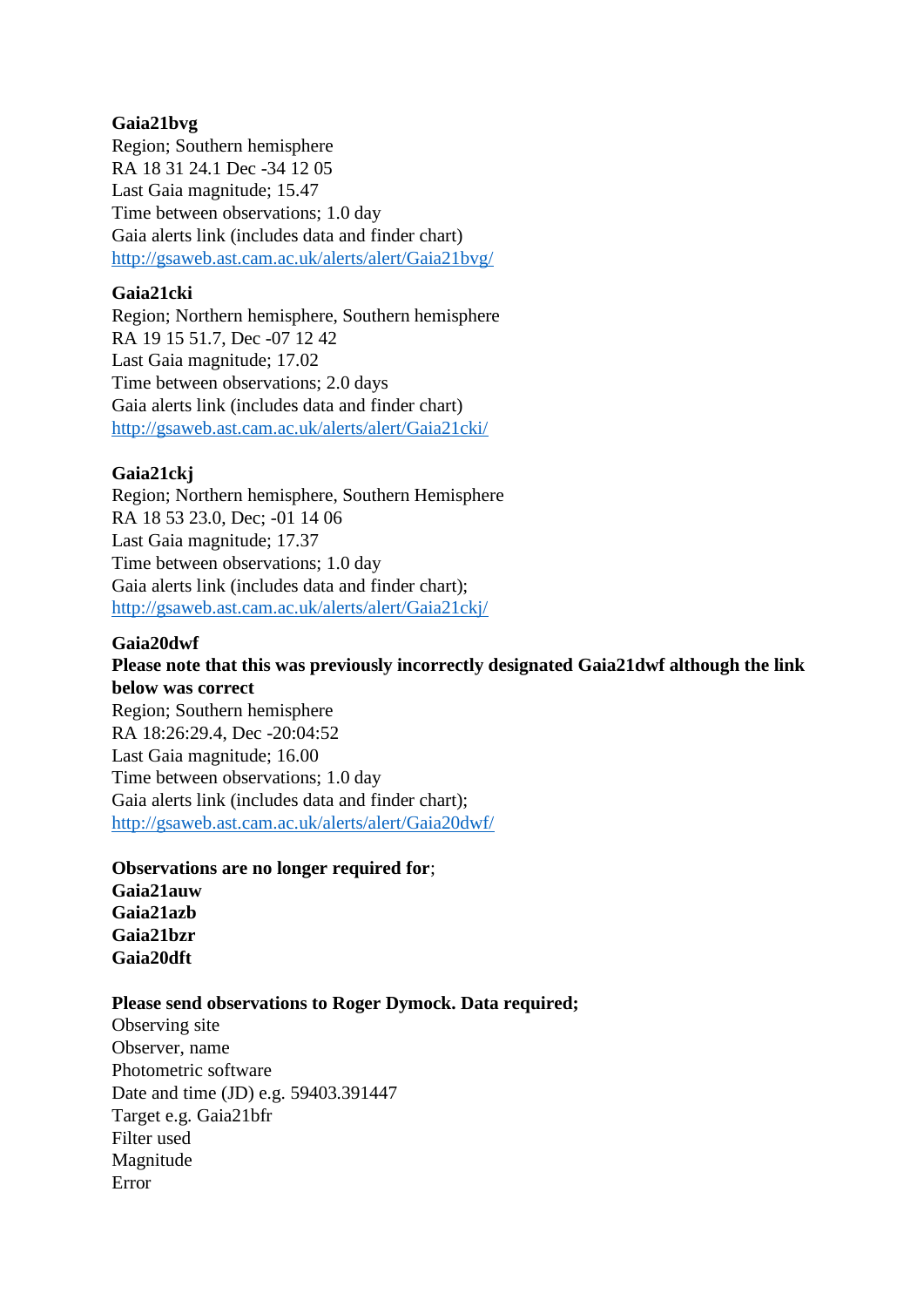**Gaia21bvg**
Region; Southern hemisphere
RA 18 31 24.1 Dec -34 12 05
Last Gaia magnitude; 15.47
Time between observations; 1.0 day
Gaia alerts link (includes data and finder chart)
[http://gsaweb.ast.cam.ac.uk/alerts/alert/Gaia21bvg/](http://gsaweb.ast.cam.ac.uk/alerts/alert/Gaia21bvg/)

**Gaia21cki**
Region; Northern hemisphere, Southern hemisphere
RA 19 15 51.7, Dec -07 12 42
Last Gaia magnitude; 17.02
Time between observations; 2.0 days
Gaia alerts link (includes data and finder chart)
[http://gsaweb.ast.cam.ac.uk/alerts/alert/Gaia21cki/](http://gsaweb.ast.cam.ac.uk/alerts/alert/Gaia21cki/)

**Gaia21ckj**
Region; Northern hemisphere, Southern Hemisphere
RA 18 53 23.0, Dec; -01 14 06
Last Gaia magnitude; 17.37
Time between observations; 1.0 day
Gaia alerts link (includes data and finder chart);
[http://gsaweb.ast.cam.ac.uk/alerts/alert/Gaia21ckj/](http://gsaweb.ast.cam.ac.uk/alerts/alert/Gaia21ckj/)

**Gaia20dwf**
**Please note that this was previously incorrectly designated Gaia21dwf although the link below was correct**
Region; Southern hemisphere
RA 18:26:29.4, Dec -20:04:52
Last Gaia magnitude; 16.00
Time between observations; 1.0 day
Gaia alerts link (includes data and finder chart);
[http://gsaweb.ast.cam.ac.uk/alerts/alert/Gaia20dwf/](http://gsaweb.ast.cam.ac.uk/alerts/alert/Gaia20dwf/)

**Observations are no longer required for**;
**Gaia21auw**
**Gaia21azb**
**Gaia21bzr**
**Gaia20dft**

**Please send observations to Roger Dymock. Data required;**
Observing site
Observer, name
Photometric software
Date and time (JD) e.g. 59403.391447
Target e.g. Gaia21bfr
Filter used
Magnitude
Error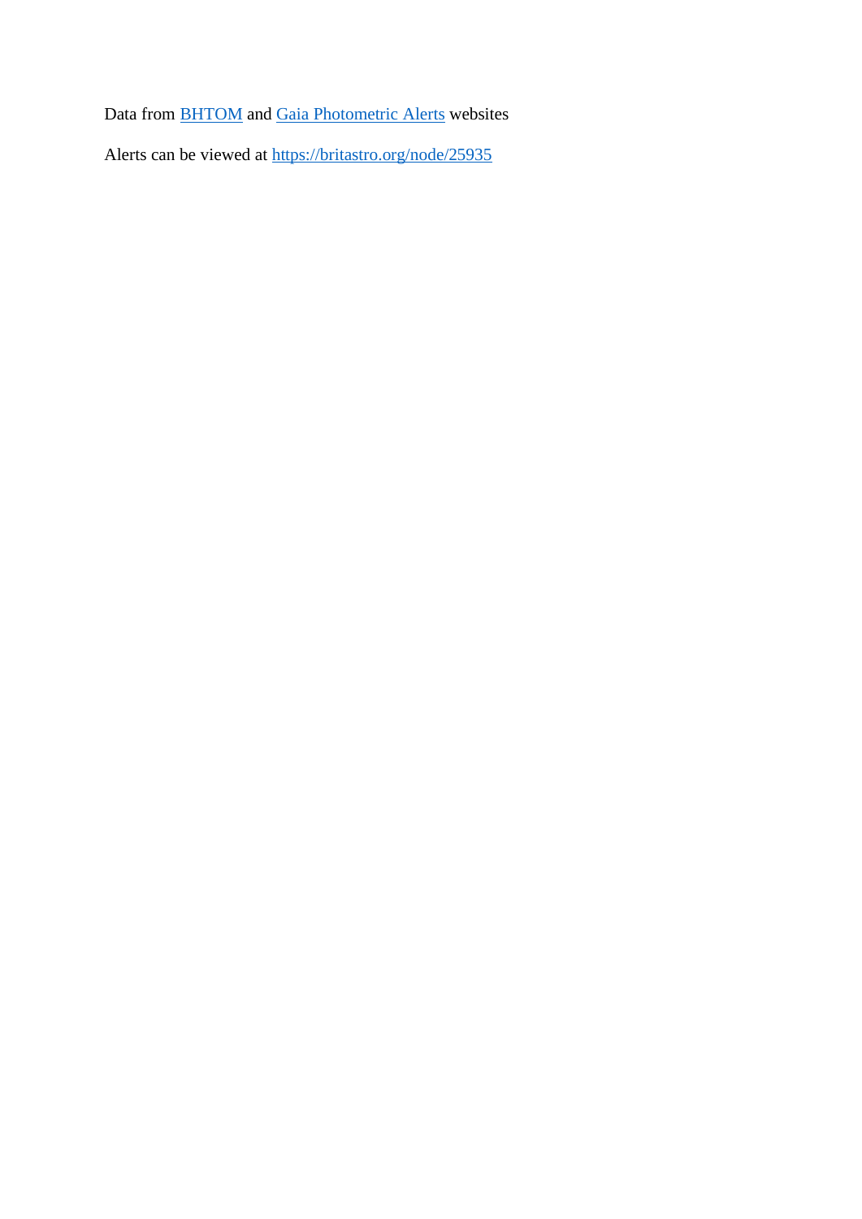Data from [BHTOM](#) and [Gaia Photometric Alerts](#) websites

Alerts can be viewed at [https://britastro.org/node/25935](https://britastro.org/node/25935)